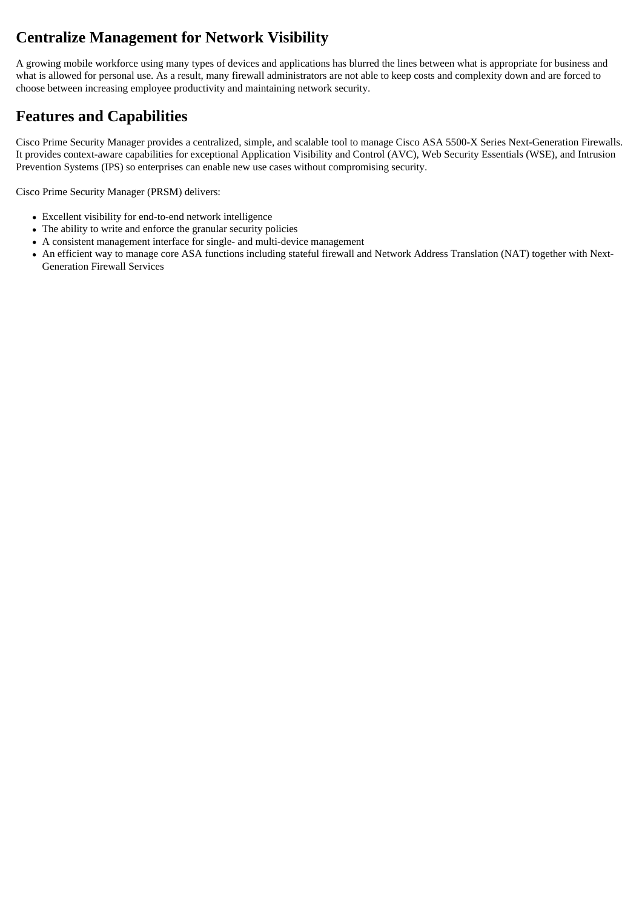## Centralize Management for Network Visibility

A growing mobile workforce using many types of devices and applications has blurred the lines between what is appropriate for business and what is allowed for personal use. As a result, many firewall administrators are not able to keep costs and complexity down and are forced to choose between increasing employee productivity and maintaining network security.

## Features and Capabilities

Cisco Prime Security Manager provides a centralized, simple, and scalable tool to manage Cisco ASA 5500-X Series Next-Generation Firewalls. It provides context-aware capabilities for exceptional Application Visibility and Control (AVC), Web Security Essentials (WSE), and Intrusion Prevention Systems (IPS) so enterprises can enable new use cases without compromising security.

Cisco Prime Security Manager (PRSM) delivers:

- Excellent visibility for end-to-end network intelligence
- The ability to write and enforce the granular security policies
- A consistent management interface for single- and multi-device management
- An efficient way to manage core ASA functions including stateful firewall and Network Address Translation (NAT) together with Next-Generation Firewall Services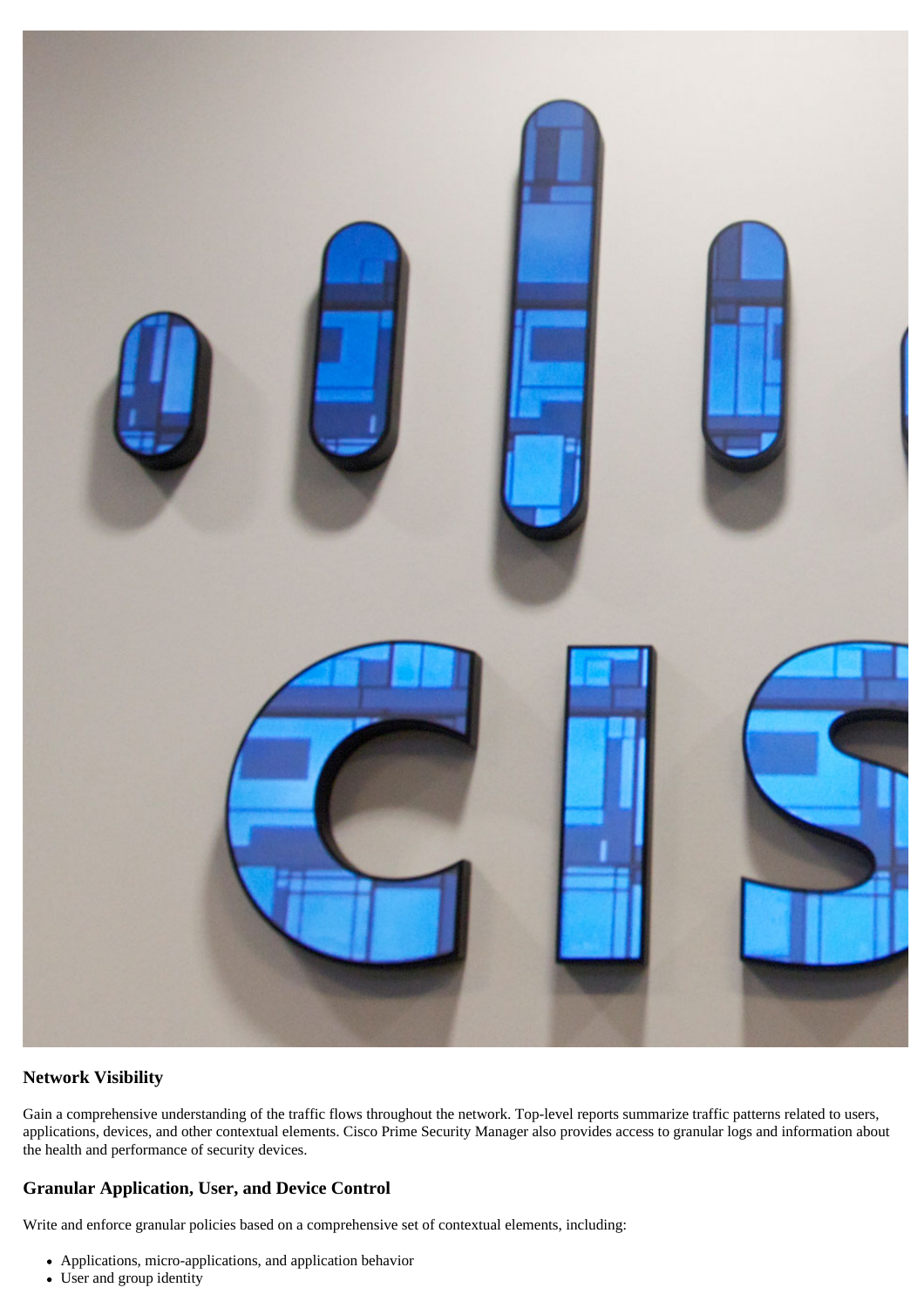### Network Visibility

Gain a comprehensive understanding of the traffic flows throughout the network. Top-level reports summarize traffic patterns related to users, applications, devices, and other contextual elements. Cisco Prime Security Manager also provides access to granular logs and information about the health and performance of security devices.

### Granular Application, User, and Device Control

Write and enforce granular policies based on a comprehensive set of contextual elements, including:

- Applications, micro-applications, and application behavior
- User and group identity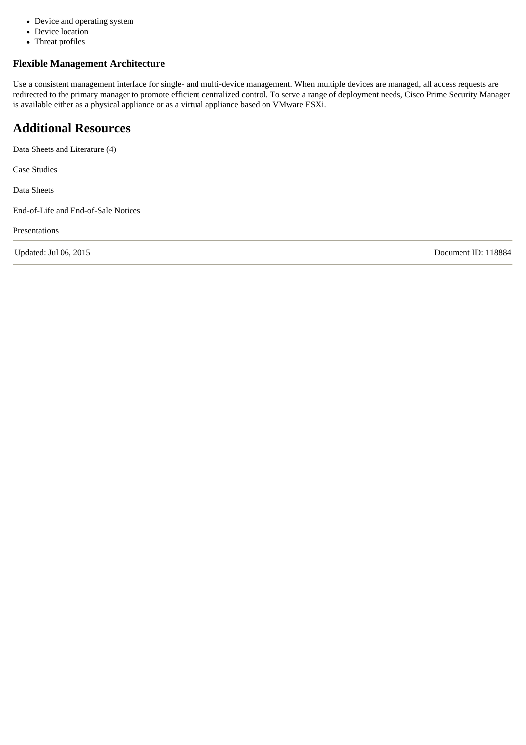- Device and operating system
- Device location
- Threat profiles

### Flexible Management Architecture

Use a consistent management interface for single- and multi-device management. When multiple devices are managed, all access requests are redirected to the primary manager to promote efficient centralized control. To serve a range of deployment needs, Cisco Prime Security Manager is available either as a physical appliance or as a virtual appliance based on VMware ESXi.

## Additional Resources

Data Sheets and Literature (4)

Case Studies

Data Sheets

End-of-Life and End-of-Sale Notices

Presentations

Updated: Jul 06, 2015 Document ID: 118884